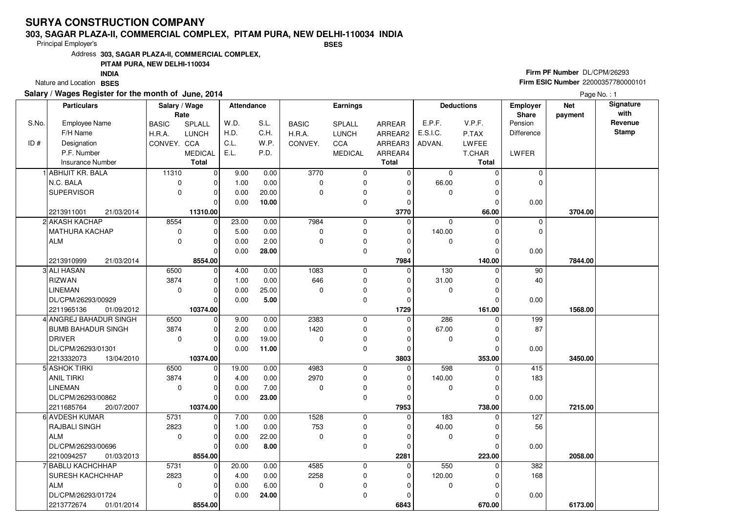# SURYA CONSTRUCTION COMPANY

**303, SAGAR PLAZA-II, COMMERCIAL COMPLEX, PITAM PURA, NEW DELHI-110034 INDIA**

Principal Employer's **BSES**

Address **303, SAGAR PLAZA-II, COMMERCIAL COMPLEX, PITAM PURA, NEW DELHI-110034 INDIA**

Nature and Location **BSES**

**Firm PF Number** DL/CPM/26293

**Firm ESIC Number** 22000357780000101

**Salary / Wages Register for the month of June, 2014**

Page No. : 1

| S.No. / ID # | Employee Name / F/H Name / Designation / P.F. Number / Insurance Number | BASIC / H.R.A. / CONVEY. | SPLALL / LUNCH / CCA / MEDICAL / Total | W.D. / H.D. / C.L. / E.L. | S.L. / C.H. / W.P. / P.D. | BASIC / H.R.A. / CONVEY. | SPLALL / LUNCH / CCA / MEDICAL | ARREAR / ARREAR2 / ARREAR3 / ARREAR4 / Total | E.P.F. / E.S.I.C. / ADVAN. | V.P.F. / P.TAX / LWFEE / T.CHAR / Total | Employer Share: Pension / Difference / LWFER | Net payment | Signature with Revenue Stamp |
|---|---|---|---|---|---|---|---|---|---|---|---|---|---|
| | | **Salary / Wage Rate** | | **Attendance** | | **Earnings** | | | **Deductions** | | | | |
| 1 | ABHIJIT KR. BALA | 11310 | 0 | 9.00 | 0.00 | 3770 | 0 | 0 | 0 | 0 | 0 | | |
| | N.C. BALA | 0 | 0 | 1.00 | 0.00 | 0 | 0 | 0 | 66.00 | 0 | 0 | | |
| | SUPERVISOR | 0 | 0 | 0.00 | 20.00 | 0 | 0 | 0 | 0 | 0 | | | |
| | | | 0 | 0.00 | **10.00** | | 0 | 0 | | 0 | 0.00 | | |
| | 2213911001 21/03/2014 | | **11310.00** | | | | | **3770** | | **66.00** | | **3704.00** | |
| 2 | AKASH KACHAP | 8554 | 0 | 23.00 | 0.00 | 7984 | 0 | 0 | 0 | 0 | 0 | | |
| | MATHURA KACHAP | 0 | 0 | 5.00 | 0.00 | 0 | 0 | 0 | 140.00 | 0 | 0 | | |
| | ALM | 0 | 0 | 0.00 | 2.00 | 0 | 0 | 0 | 0 | 0 | | | |
| | | | 0 | 0.00 | **28.00** | | 0 | 0 | | 0 | 0.00 | | |
| | 2213910999 21/03/2014 | | **8554.00** | | | | | **7984** | | **140.00** | | **7844.00** | |
| 3 | ALI HASAN | 6500 | 0 | 4.00 | 0.00 | 1083 | 0 | 0 | 130 | 0 | 90 | | |
| | RIZWAN | 3874 | 0 | 1.00 | 0.00 | 646 | 0 | 0 | 31.00 | 0 | 40 | | |
| | LINEMAN | 0 | 0 | 0.00 | 25.00 | 0 | 0 | 0 | 0 | 0 | | | |
| | DL/CPM/26293/00929 | | 0 | 0.00 | **5.00** | | 0 | 0 | | 0 | 0.00 | | |
| | 2211965136 01/09/2012 | | **10374.00** | | | | | **1729** | | **161.00** | | **1568.00** | |
| 4 | ANGREJ BAHADUR SINGH | 6500 | 0 | 9.00 | 0.00 | 2383 | 0 | 0 | 286 | 0 | 199 | | |
| | BUMB BAHADUR SINGH | 3874 | 0 | 2.00 | 0.00 | 1420 | 0 | 0 | 67.00 | 0 | 87 | | |
| | DRIVER | 0 | 0 | 0.00 | 19.00 | 0 | 0 | 0 | 0 | 0 | | | |
| | DL/CPM/26293/01301 | | 0 | 0.00 | **11.00** | | 0 | 0 | | 0 | 0.00 | | |
| | 2213332073 13/04/2010 | | **10374.00** | | | | | **3803** | | **353.00** | | **3450.00** | |
| 5 | ASHOK TIRKI | 6500 | 0 | 19.00 | 0.00 | 4983 | 0 | 0 | 598 | 0 | 415 | | |
| | ANIL TIRKI | 3874 | 0 | 4.00 | 0.00 | 2970 | 0 | 0 | 140.00 | 0 | 183 | | |
| | LINEMAN | 0 | 0 | 0.00 | 7.00 | 0 | 0 | 0 | 0 | 0 | | | |
| | DL/CPM/26293/00862 | | 0 | 0.00 | **23.00** | | 0 | 0 | | 0 | 0.00 | | |
| | 2211685764 20/07/2007 | | **10374.00** | | | | | **7953** | | **738.00** | | **7215.00** | |
| 6 | AVDESH KUMAR | 5731 | 0 | 7.00 | 0.00 | 1528 | 0 | 0 | 183 | 0 | 127 | | |
| | RAJBALI SINGH | 2823 | 0 | 1.00 | 0.00 | 753 | 0 | 0 | 40.00 | 0 | 56 | | |
| | ALM | 0 | 0 | 0.00 | 22.00 | 0 | 0 | 0 | 0 | 0 | | | |
| | DL/CPM/26293/00696 | | 0 | 0.00 | **8.00** | | 0 | 0 | | 0 | 0.00 | | |
| | 2210094257 01/03/2013 | | **8554.00** | | | | | **2281** | | **223.00** | | **2058.00** | |
| 7 | BABLU KACHCHHAP | 5731 | 0 | 20.00 | 0.00 | 4585 | 0 | 0 | 550 | 0 | 382 | | |
| | SURESH KACHCHHAP | 2823 | 0 | 4.00 | 0.00 | 2258 | 0 | 0 | 120.00 | 0 | 168 | | |
| | ALM | 0 | 0 | 0.00 | 6.00 | 0 | 0 | 0 | 0 | 0 | | | |
| | DL/CPM/26293/01724 | | 0 | 0.00 | **24.00** | | 0 | 0 | | 0 | 0.00 | | |
| | 2213772674 01/01/2014 | | **8554.00** | | | | | **6843** | | **670.00** | | **6173.00** | |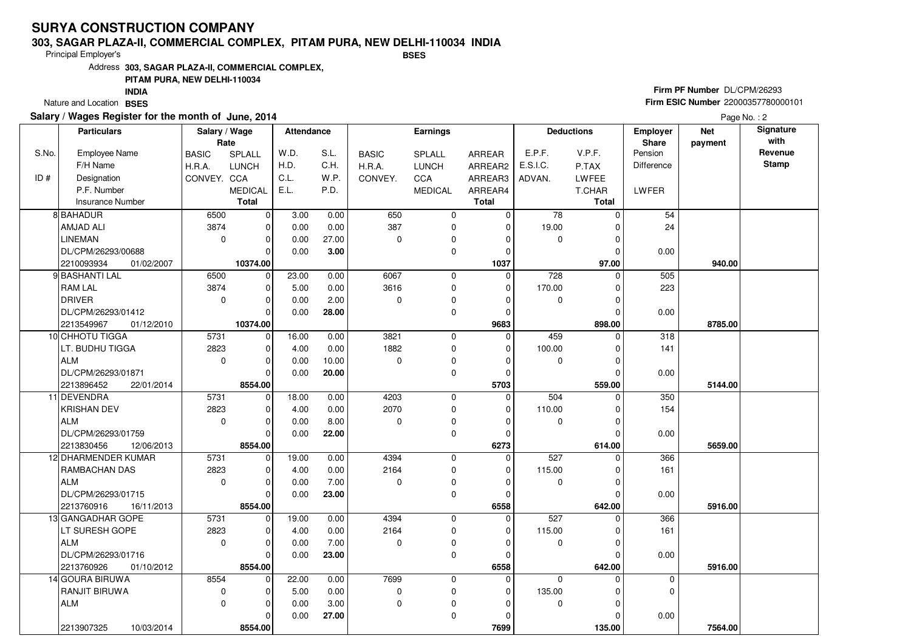# SURYA CONSTRUCTION COMPANY

**303, SAGAR PLAZA-II, COMMERCIAL COMPLEX, PITAM PURA, NEW DELHI-110034 INDIA**

Principal Employer's **BSES**

Address **303, SAGAR PLAZA-II, COMMERCIAL COMPLEX, PITAM PURA, NEW DELHI-110034 INDIA**

Nature and Location **BSES**

**Firm PF Number** DL/CPM/26293

**Firm ESIC Number** 22000357780000101

**Salary / Wages Register for the month of June, 2014**

Page No. : 2

| S.No. / ID # | Particulars: Employee Name / F/H Name / Designation / P.F. Number / Insurance Number | Salary / Wage Rate: BASIC / H.R.A. / CONVEY. | Salary / Wage Rate: SPLALL / LUNCH / CCA / MEDICAL / Total | Attendance: W.D. / H.D. / C.L. / E.L. | Attendance: S.L. / C.H. / W.P. / P.D. | Earnings: BASIC / H.R.A. / CONVEY. | Earnings: SPLALL / LUNCH / CCA / MEDICAL | Earnings: ARREAR / ARREAR2 / ARREAR3 / ARREAR4 / Total | Deductions: E.P.F. / E.S.I.C. / ADVAN. | Deductions: V.P.F. / P.TAX / LWFEE / T.CHAR / Total | Employer Share: Pension / Difference / LWFER | Net payment | Signature with Revenue Stamp |
|---|---|---|---|---|---|---|---|---|---|---|---|---|---|
| 8 | BAHADUR | 6500 | 0 | 3.00 | 0.00 | 650 | 0 | 0 | 78 | 0 | 54 | | |
| | AMJAD ALI | 3874 | 0 | 0.00 | 0.00 | 387 | 0 | 0 | 19.00 | 0 | 24 | | |
| | LINEMAN | 0 | 0 | 0.00 | 27.00 | 0 | 0 | 0 | 0 | 0 | | | |
| | DL/CPM/26293/00688 | | 0 | 0.00 | **3.00** | | 0 | 0 | | 0 | 0.00 | | |
| | 2210093934 01/02/2007 | | **10374.00** | | | | | **1037** | | **97.00** | | **940.00** | |
| 9 | BASHANTI LAL | 6500 | 0 | 23.00 | 0.00 | 6067 | 0 | 0 | 728 | 0 | 505 | | |
| | RAM LAL | 3874 | 0 | 5.00 | 0.00 | 3616 | 0 | 0 | 170.00 | 0 | 223 | | |
| | DRIVER | 0 | 0 | 0.00 | 2.00 | 0 | 0 | 0 | 0 | 0 | | | |
| | DL/CPM/26293/01412 | | 0 | 0.00 | **28.00** | | 0 | 0 | | 0 | 0.00 | | |
| | 2213549967 01/12/2010 | | **10374.00** | | | | | **9683** | | **898.00** | | **8785.00** | |
| 10 | CHHOTU TIGGA | 5731 | 0 | 16.00 | 0.00 | 3821 | 0 | 0 | 459 | 0 | 318 | | |
| | LT. BUDHU TIGGA | 2823 | 0 | 4.00 | 0.00 | 1882 | 0 | 0 | 100.00 | 0 | 141 | | |
| | ALM | 0 | 0 | 0.00 | 10.00 | 0 | 0 | 0 | 0 | 0 | | | |
| | DL/CPM/26293/01871 | | 0 | 0.00 | **20.00** | | 0 | 0 | | 0 | 0.00 | | |
| | 2213896452 22/01/2014 | | **8554.00** | | | | | **5703** | | **559.00** | | **5144.00** | |
| 11 | DEVENDRA | 5731 | 0 | 18.00 | 0.00 | 4203 | 0 | 0 | 504 | 0 | 350 | | |
| | KRISHAN DEV | 2823 | 0 | 4.00 | 0.00 | 2070 | 0 | 0 | 110.00 | 0 | 154 | | |
| | ALM | 0 | 0 | 0.00 | 8.00 | 0 | 0 | 0 | 0 | 0 | | | |
| | DL/CPM/26293/01759 | | 0 | 0.00 | **22.00** | | 0 | 0 | | 0 | 0.00 | | |
| | 2213830456 12/06/2013 | | **8554.00** | | | | | **6273** | | **614.00** | | **5659.00** | |
| 12 | DHARMENDER KUMAR | 5731 | 0 | 19.00 | 0.00 | 4394 | 0 | 0 | 527 | 0 | 366 | | |
| | RAMBACHAN DAS | 2823 | 0 | 4.00 | 0.00 | 2164 | 0 | 0 | 115.00 | 0 | 161 | | |
| | ALM | 0 | 0 | 0.00 | 7.00 | 0 | 0 | 0 | 0 | 0 | | | |
| | DL/CPM/26293/01715 | | 0 | 0.00 | **23.00** | | 0 | 0 | | 0 | 0.00 | | |
| | 2213760916 16/11/2013 | | **8554.00** | | | | | **6558** | | **642.00** | | **5916.00** | |
| 13 | GANGADHAR GOPE | 5731 | 0 | 19.00 | 0.00 | 4394 | 0 | 0 | 527 | 0 | 366 | | |
| | LT SURESH GOPE | 2823 | 0 | 4.00 | 0.00 | 2164 | 0 | 0 | 115.00 | 0 | 161 | | |
| | ALM | 0 | 0 | 0.00 | 7.00 | 0 | 0 | 0 | 0 | 0 | | | |
| | DL/CPM/26293/01716 | | 0 | 0.00 | **23.00** | | 0 | 0 | | 0 | 0.00 | | |
| | 2213760926 01/10/2012 | | **8554.00** | | | | | **6558** | | **642.00** | | **5916.00** | |
| 14 | GOURA BIRUWA | 8554 | 0 | 22.00 | 0.00 | 7699 | 0 | 0 | 0 | 0 | 0 | | |
| | RANJIT BIRUWA | 0 | 0 | 5.00 | 0.00 | 0 | 0 | 0 | 135.00 | 0 | 0 | | |
| | ALM | 0 | 0 | 0.00 | 3.00 | 0 | 0 | 0 | 0 | 0 | | | |
| | | | 0 | 0.00 | **27.00** | | 0 | 0 | | 0 | 0.00 | | |
| | 2213907325 10/03/2014 | | **8554.00** | | | | | **7699** | | **135.00** | | **7564.00** | |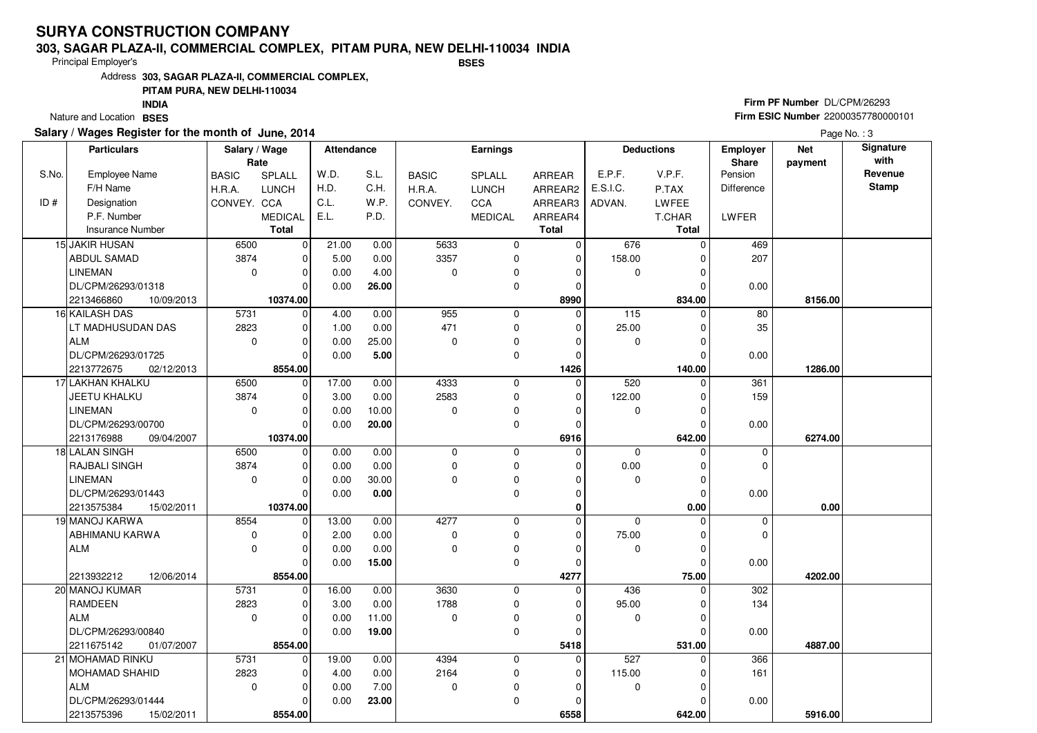# SURYA CONSTRUCTION COMPANY

**303, SAGAR PLAZA-II, COMMERCIAL COMPLEX, PITAM PURA, NEW DELHI-110034 INDIA**

Principal Employer's **BSES**

Address **303, SAGAR PLAZA-II, COMMERCIAL COMPLEX, PITAM PURA, NEW DELHI-110034 INDIA**

Nature and Location **BSES**

**Firm PF Number** DL/CPM/26293

**Firm ESIC Number** 22000357780000101

**Salary / Wages Register for the month of June, 2014**

| S.No. / ID # | Employee Name / F/H Name / Designation / P.F. Number / Insurance Number | BASIC / H.R.A. / CONVEY. (Rate) | SPLALL / LUNCH / CCA / MEDICAL / Total (Rate) | W.D. / H.D. / C.L. / E.L. | S.L. / C.H. / W.P. / P.D. | BASIC / H.R.A. / CONVEY. (Earnings) | SPLALL / LUNCH / CCA / MEDICAL | ARREAR / ARREAR2 / ARREAR3 / ARREAR4 / Total | E.P.F. / E.S.I.C. / ADVAN. | V.P.F. / P.TAX / LWFEE / T.CHAR / Total | Employer Share Pension / Difference / LWFER | Net payment | Signature with Revenue Stamp |
|---|---|---|---|---|---|---|---|---|---|---|---|---|---|
| 15 | JAKIR HUSAN<br>ABDUL SAMAD<br>LINEMAN<br>DL/CPM/26293/01318<br>2213466860 10/09/2013 | 6500<br>3874<br>0 | 0<br>0<br>0<br>0<br>**10374.00** | 21.00<br>5.00<br>0.00<br>0.00 | 0.00<br>0.00<br>4.00<br>**26.00** | 5633<br>3357<br>0 | 0<br>0<br>0<br>0 | 0<br>0<br>0<br>0<br>**8990** | 676<br>158.00<br>0 | 0<br>0<br>0<br>0<br>**834.00** | 469<br>207<br><br>0.00 | **8156.00** | |
| 16 | KAILASH DAS<br>LT MADHUSUDAN DAS<br>ALM<br>DL/CPM/26293/01725<br>2213772675 02/12/2013 | 5731<br>2823<br>0 | 0<br>0<br>0<br>0<br>**8554.00** | 4.00<br>1.00<br>0.00<br>0.00 | 0.00<br>0.00<br>25.00<br>**5.00** | 955<br>471<br>0 | 0<br>0<br>0<br>0 | 0<br>0<br>0<br>0<br>**1426** | 115<br>25.00<br>0 | 0<br>0<br>0<br>0<br>**140.00** | 80<br>35<br><br>0.00 | **1286.00** | |
| 17 | LAKHAN KHALKU<br>JEETU KHALKU<br>LINEMAN<br>DL/CPM/26293/00700<br>2213176988 09/04/2007 | 6500<br>3874<br>0 | 0<br>0<br>0<br>0<br>**10374.00** | 17.00<br>3.00<br>0.00<br>0.00 | 0.00<br>0.00<br>10.00<br>**20.00** | 4333<br>2583<br>0 | 0<br>0<br>0<br>0 | 0<br>0<br>0<br>0<br>**6916** | 520<br>122.00<br>0 | 0<br>0<br>0<br>0<br>**642.00** | 361<br>159<br><br>0.00 | **6274.00** | |
| 18 | LALAN SINGH<br>RAJBALI SINGH<br>LINEMAN<br>DL/CPM/26293/01443<br>2213575384 15/02/2011 | 6500<br>3874<br>0 | 0<br>0<br>0<br>0<br>**10374.00** | 0.00<br>0.00<br>0.00<br>0.00 | 0.00<br>0.00<br>30.00<br>**0.00** | 0<br>0<br>0 | 0<br>0<br>0<br>0 | 0<br>0<br>0<br>0<br>**0** | 0<br>0.00<br>0 | 0<br>0<br>0<br>0<br>**0.00** | 0<br>0<br><br>0.00 | **0.00** | |
| 19 | MANOJ KARWA<br>ABHIMANU KARWA<br>ALM<br><br>2213932212 12/06/2014 | 8554<br>0<br>0 | 0<br>0<br>0<br>0<br>**8554.00** | 13.00<br>2.00<br>0.00<br>0.00 | 0.00<br>0.00<br>0.00<br>**15.00** | 4277<br>0<br>0 | 0<br>0<br>0<br>0 | 0<br>0<br>0<br>0<br>**4277** | 0<br>75.00<br>0 | 0<br>0<br>0<br>0<br>**75.00** | 0<br>0<br><br>0.00 | **4202.00** | |
| 20 | MANOJ KUMAR<br>RAMDEEN<br>ALM<br>DL/CPM/26293/00840<br>2211675142 01/07/2007 | 5731<br>2823<br>0 | 0<br>0<br>0<br>0<br>**8554.00** | 16.00<br>3.00<br>0.00<br>0.00 | 0.00<br>0.00<br>11.00<br>**19.00** | 3630<br>1788<br>0 | 0<br>0<br>0<br>0 | 0<br>0<br>0<br>0<br>**5418** | 436<br>95.00<br>0 | 0<br>0<br>0<br>0<br>**531.00** | 302<br>134<br><br>0.00 | **4887.00** | |
| 21 | MOHAMAD RINKU<br>MOHAMAD SHAHID<br>ALM<br>DL/CPM/26293/01444<br>2213575396 15/02/2011 | 5731<br>2823<br>0 | 0<br>0<br>0<br>0<br>**8554.00** | 19.00<br>4.00<br>0.00<br>0.00 | 0.00<br>0.00<br>7.00<br>**23.00** | 4394<br>2164<br>0 | 0<br>0<br>0<br>0 | 0<br>0<br>0<br>0<br>**6558** | 527<br>115.00<br>0 | 0<br>0<br>0<br>0<br>**642.00** | 366<br>161<br><br>0.00 | **5916.00** | |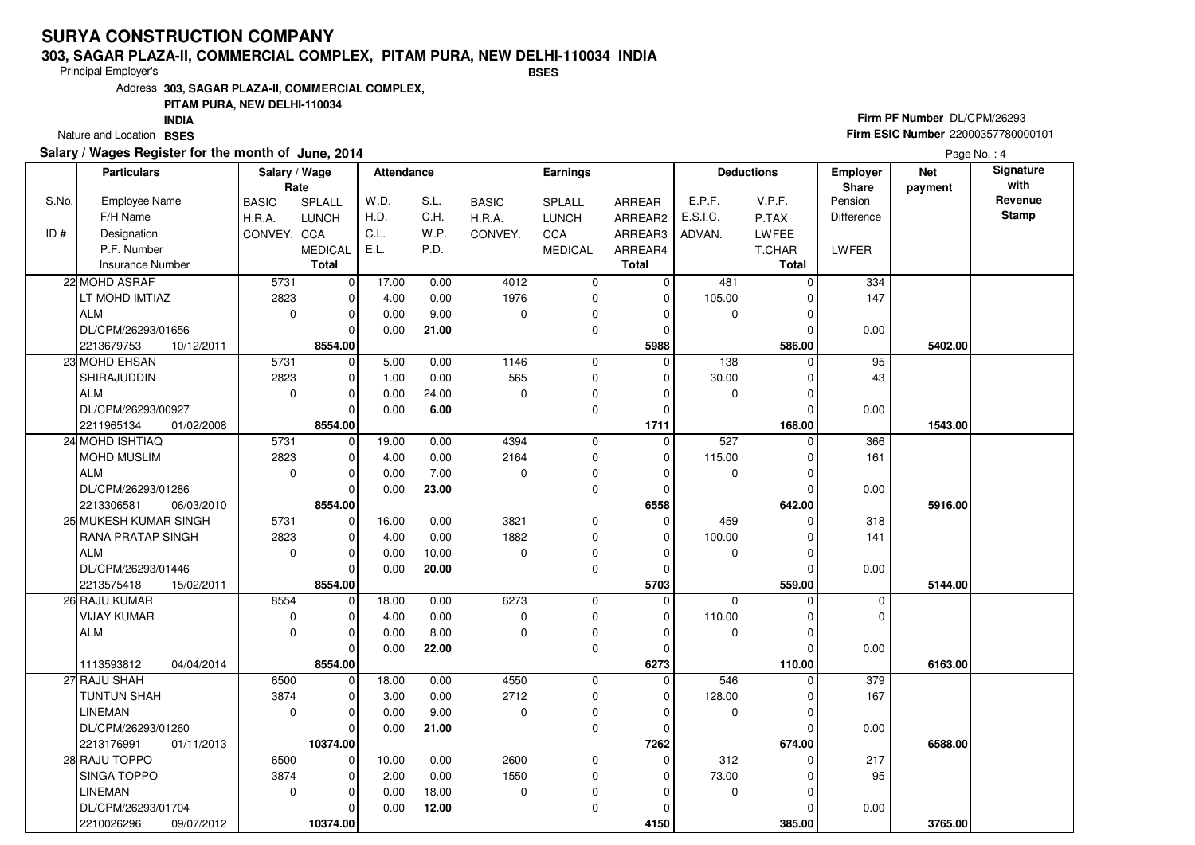# SURYA CONSTRUCTION COMPANY

**303, SAGAR PLAZA-II, COMMERCIAL COMPLEX, PITAM PURA, NEW DELHI-110034 INDIA**

Principal Employer's **BSES**

Address **303, SAGAR PLAZA-II, COMMERCIAL COMPLEX, PITAM PURA, NEW DELHI-110034 INDIA**

Nature and Location **BSES**

**Firm PF Number** DL/CPM/26293

**Firm ESIC Number** 22000357780000101

**Salary / Wages Register for the month of June, 2014**

| S.No. / ID # | Particulars: Employee Name / F/H Name / Designation / P.F. Number / Insurance Number | Salary / Wage Rate: BASIC / H.R.A. / CONVEY. | SPLALL / LUNCH / CCA / MEDICAL / Total | Attendance: W.D. / H.D. / C.L. / E.L. | S.L. / C.H. / W.P. / P.D. | Earnings: BASIC / H.R.A. / CONVEY. | SPLALL / LUNCH / CCA / MEDICAL | ARREAR / ARREAR2 / ARREAR3 / ARREAR4 / Total | Deductions: E.P.F. / E.S.I.C. / ADVAN. | V.P.F. / P.TAX / LWFEE / T.CHAR / Total | Employer Share: Pension / Difference / LWFER | Net payment | Signature with Revenue Stamp |
|---|---|---|---|---|---|---|---|---|---|---|---|---|---|
| 22 | MOHD ASRAF | 5731 | 0 | 17.00 | 0.00 | 4012 | 0 | 0 | 481 | 0 | 334 | | |
| | LT MOHD IMTIAZ | 2823 | 0 | 4.00 | 0.00 | 1976 | 0 | 0 | 105.00 | 0 | 147 | | |
| | ALM | 0 | 0 | 0.00 | 9.00 | 0 | 0 | 0 | 0 | 0 | | | |
| | DL/CPM/26293/01656 | | 0 | 0.00 | **21.00** | | 0 | 0 | | 0 | 0.00 | | |
| | 2213679753 10/12/2011 | | **8554.00** | | | | | **5988** | | **586.00** | | **5402.00** | |
| 23 | MOHD EHSAN | 5731 | 0 | 5.00 | 0.00 | 1146 | 0 | 0 | 138 | 0 | 95 | | |
| | SHIRAJUDDIN | 2823 | 0 | 1.00 | 0.00 | 565 | 0 | 0 | 30.00 | 0 | 43 | | |
| | ALM | 0 | 0 | 0.00 | 24.00 | 0 | 0 | 0 | 0 | 0 | | | |
| | DL/CPM/26293/00927 | | 0 | 0.00 | **6.00** | | 0 | 0 | | 0 | 0.00 | | |
| | 2211965134 01/02/2008 | | **8554.00** | | | | | **1711** | | **168.00** | | **1543.00** | |
| 24 | MOHD ISHTIAQ | 5731 | 0 | 19.00 | 0.00 | 4394 | 0 | 0 | 527 | 0 | 366 | | |
| | MOHD MUSLIM | 2823 | 0 | 4.00 | 0.00 | 2164 | 0 | 0 | 115.00 | 0 | 161 | | |
| | ALM | 0 | 0 | 0.00 | 7.00 | 0 | 0 | 0 | 0 | 0 | | | |
| | DL/CPM/26293/01286 | | 0 | 0.00 | **23.00** | | 0 | 0 | | 0 | 0.00 | | |
| | 2213306581 06/03/2010 | | **8554.00** | | | | | **6558** | | **642.00** | | **5916.00** | |
| 25 | MUKESH KUMAR SINGH | 5731 | 0 | 16.00 | 0.00 | 3821 | 0 | 0 | 459 | 0 | 318 | | |
| | RANA PRATAP SINGH | 2823 | 0 | 4.00 | 0.00 | 1882 | 0 | 0 | 100.00 | 0 | 141 | | |
| | ALM | 0 | 0 | 0.00 | 10.00 | 0 | 0 | 0 | 0 | 0 | | | |
| | DL/CPM/26293/01446 | | 0 | 0.00 | **20.00** | | 0 | 0 | | 0 | 0.00 | | |
| | 2213575418 15/02/2011 | | **8554.00** | | | | | **5703** | | **559.00** | | **5144.00** | |
| 26 | RAJU KUMAR | 8554 | 0 | 18.00 | 0.00 | 6273 | 0 | 0 | 0 | 0 | 0 | | |
| | VIJAY KUMAR | 0 | 0 | 4.00 | 0.00 | 0 | 0 | 0 | 110.00 | 0 | 0 | | |
| | ALM | 0 | 0 | 0.00 | 8.00 | 0 | 0 | 0 | 0 | 0 | | | |
| | | | 0 | 0.00 | **22.00** | | 0 | 0 | | 0 | 0.00 | | |
| | 1113593812 04/04/2014 | | **8554.00** | | | | | **6273** | | **110.00** | | **6163.00** | |
| 27 | RAJU SHAH | 6500 | 0 | 18.00 | 0.00 | 4550 | 0 | 0 | 546 | 0 | 379 | | |
| | TUNTUN SHAH | 3874 | 0 | 3.00 | 0.00 | 2712 | 0 | 0 | 128.00 | 0 | 167 | | |
| | LINEMAN | 0 | 0 | 0.00 | 9.00 | 0 | 0 | 0 | 0 | 0 | | | |
| | DL/CPM/26293/01260 | | 0 | 0.00 | **21.00** | | 0 | 0 | | 0 | 0.00 | | |
| | 2213176991 01/11/2013 | | **10374.00** | | | | | **7262** | | **674.00** | | **6588.00** | |
| 28 | RAJU TOPPO | 6500 | 0 | 10.00 | 0.00 | 2600 | 0 | 0 | 312 | 0 | 217 | | |
| | SINGA TOPPO | 3874 | 0 | 2.00 | 0.00 | 1550 | 0 | 0 | 73.00 | 0 | 95 | | |
| | LINEMAN | 0 | 0 | 0.00 | 18.00 | 0 | 0 | 0 | 0 | 0 | | | |
| | DL/CPM/26293/01704 | | 0 | 0.00 | **12.00** | | 0 | 0 | | 0 | 0.00 | | |
| | 2210026296 09/07/2012 | | **10374.00** | | | | | **4150** | | **385.00** | | **3765.00** | |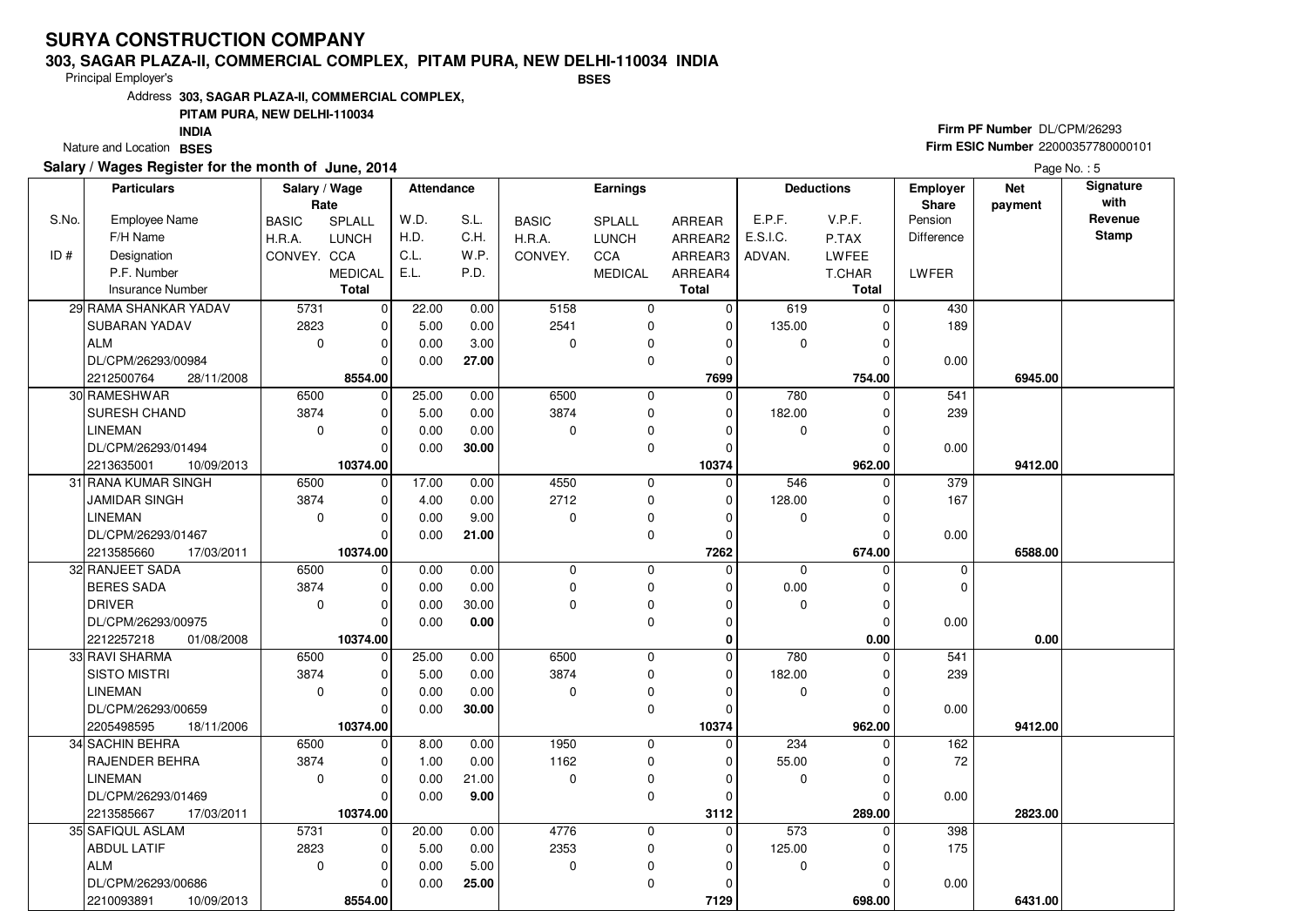# SURYA CONSTRUCTION COMPANY

**303, SAGAR PLAZA-II, COMMERCIAL COMPLEX, PITAM PURA, NEW DELHI-110034 INDIA**

Principal Employer's **BSES**

Address **303, SAGAR PLAZA-II, COMMERCIAL COMPLEX, PITAM PURA, NEW DELHI-110034 INDIA**

Nature and Location **BSES**

**Firm PF Number** DL/CPM/26293

**Firm ESIC Number** 22000357780000101

**Salary / Wages Register for the month of June, 2014**

| S.No. / ID # | Employee Name / F/H Name / Designation / P.F. Number / Insurance Number | BASIC / H.R.A. / CONVEY. | SPLALL / LUNCH / CCA / MEDICAL / Total | W.D. / H.D. / C.L. / E.L. | S.L. / C.H. / W.P. / P.D. | BASIC / H.R.A. / CONVEY. | SPLALL / LUNCH / CCA / MEDICAL | ARREAR / ARREAR2 / ARREAR3 / ARREAR4 / Total | E.P.F. / E.S.I.C. / ADVAN. | V.P.F. / P.TAX / LWFEE / T.CHAR / Total | Employer Share Pension / Difference / LWFER | Net payment | Signature with Revenue Stamp |
|---|---|---|---|---|---|---|---|---|---|---|---|---|---|
| 29 | RAMA SHANKAR YADAV | 5731 | 0 | 22.00 | 0.00 | 5158 | 0 | 0 | 619 | 0 | 430 | | |
| | SUBARAN YADAV | 2823 | 0 | 5.00 | 0.00 | 2541 | 0 | 0 | 135.00 | 0 | 189 | | |
| | ALM | 0 | 0 | 0.00 | 3.00 | 0 | 0 | 0 | 0 | 0 | | | |
| | DL/CPM/26293/00984 | | 0 | 0.00 | 27.00 | | 0 | 0 | | 0 | 0.00 | | |
| | 2212500764 28/11/2008 | | **8554.00** | | | | | **7699** | | **754.00** | | **6945.00** | |
| 30 | RAMESHWAR | 6500 | 0 | 25.00 | 0.00 | 6500 | 0 | 0 | 780 | 0 | 541 | | |
| | SURESH CHAND | 3874 | 0 | 5.00 | 0.00 | 3874 | 0 | 0 | 182.00 | 0 | 239 | | |
| | LINEMAN | 0 | 0 | 0.00 | 0.00 | 0 | 0 | 0 | 0 | 0 | | | |
| | DL/CPM/26293/01494 | | 0 | 0.00 | 30.00 | | 0 | 0 | | 0 | 0.00 | | |
| | 2213635001 10/09/2013 | | **10374.00** | | | | | **10374** | | **962.00** | | **9412.00** | |
| 31 | RANA KUMAR SINGH | 6500 | 0 | 17.00 | 0.00 | 4550 | 0 | 0 | 546 | 0 | 379 | | |
| | JAMIDAR SINGH | 3874 | 0 | 4.00 | 0.00 | 2712 | 0 | 0 | 128.00 | 0 | 167 | | |
| | LINEMAN | 0 | 0 | 0.00 | 9.00 | 0 | 0 | 0 | 0 | 0 | | | |
| | DL/CPM/26293/01467 | | 0 | 0.00 | 21.00 | | 0 | 0 | | 0 | 0.00 | | |
| | 2213585660 17/03/2011 | | **10374.00** | | | | | **7262** | | **674.00** | | **6588.00** | |
| 32 | RANJEET SADA | 6500 | 0 | 0.00 | 0.00 | 0 | 0 | 0 | 0 | 0 | 0 | | |
| | BERES SADA | 3874 | 0 | 0.00 | 0.00 | 0 | 0 | 0 | 0.00 | 0 | 0 | | |
| | DRIVER | 0 | 0 | 0.00 | 30.00 | 0 | 0 | 0 | 0 | 0 | | | |
| | DL/CPM/26293/00975 | | 0 | 0.00 | 0.00 | | 0 | 0 | | 0 | 0.00 | | |
| | 2212257218 01/08/2008 | | **10374.00** | | | | | **0** | | **0.00** | | **0.00** | |
| 33 | RAVI SHARMA | 6500 | 0 | 25.00 | 0.00 | 6500 | 0 | 0 | 780 | 0 | 541 | | |
| | SISTO MISTRI | 3874 | 0 | 5.00 | 0.00 | 3874 | 0 | 0 | 182.00 | 0 | 239 | | |
| | LINEMAN | 0 | 0 | 0.00 | 0.00 | 0 | 0 | 0 | 0 | 0 | | | |
| | DL/CPM/26293/00659 | | 0 | 0.00 | 30.00 | | 0 | 0 | | 0 | 0.00 | | |
| | 2205498595 18/11/2006 | | **10374.00** | | | | | **10374** | | **962.00** | | **9412.00** | |
| 34 | SACHIN BEHRA | 6500 | 0 | 8.00 | 0.00 | 1950 | 0 | 0 | 234 | 0 | 162 | | |
| | RAJENDER BEHRA | 3874 | 0 | 1.00 | 0.00 | 1162 | 0 | 0 | 55.00 | 0 | 72 | | |
| | LINEMAN | 0 | 0 | 0.00 | 21.00 | 0 | 0 | 0 | 0 | 0 | | | |
| | DL/CPM/26293/01469 | | 0 | 0.00 | 9.00 | | 0 | 0 | | 0 | 0.00 | | |
| | 2213585667 17/03/2011 | | **10374.00** | | | | | **3112** | | **289.00** | | **2823.00** | |
| 35 | SAFIQUL ASLAM | 5731 | 0 | 20.00 | 0.00 | 4776 | 0 | 0 | 573 | 0 | 398 | | |
| | ABDUL LATIF | 2823 | 0 | 5.00 | 0.00 | 2353 | 0 | 0 | 125.00 | 0 | 175 | | |
| | ALM | 0 | 0 | 0.00 | 5.00 | 0 | 0 | 0 | 0 | 0 | | | |
| | DL/CPM/26293/00686 | | 0 | 0.00 | 25.00 | | 0 | 0 | | 0 | 0.00 | | |
| | 2210093891 10/09/2013 | | **8554.00** | | | | | **7129** | | **698.00** | | **6431.00** | |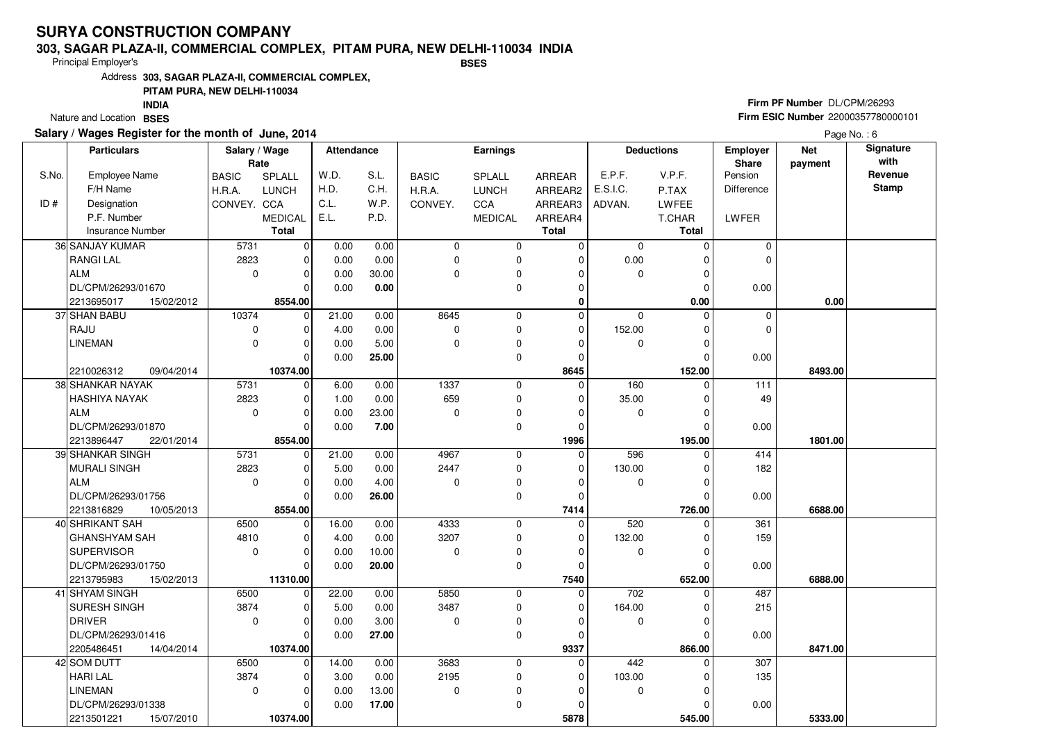# SURYA CONSTRUCTION COMPANY

**303, SAGAR PLAZA-II, COMMERCIAL COMPLEX, PITAM PURA, NEW DELHI-110034 INDIA**

Principal Employer's **BSES**

Address **303, SAGAR PLAZA-II, COMMERCIAL COMPLEX, PITAM PURA, NEW DELHI-110034 INDIA**

Nature and Location **BSES**

**Firm PF Number** DL/CPM/26293

**Firm ESIC Number** 22000357780000101

**Salary / Wages Register for the month of June, 2014**

Page No. : 6

| S.No. / ID # | Employee Name / F/H Name / Designation / P.F. Number / Insurance Number | BASIC / H.R.A. / CONVEY. | SPLALL / LUNCH / CCA / MEDICAL / Total | W.D. / H.D. / C.L. / E.L. | S.L. / C.H. / W.P. / P.D. | BASIC / H.R.A. / CONVEY. | SPLALL / LUNCH / CCA / MEDICAL | ARREAR / ARREAR2 / ARREAR3 / ARREAR4 / Total | E.P.F. / E.S.I.C. / ADVAN. | V.P.F. / P.TAX / LWFEE / T.CHAR / Total | Employer Share Pension / Difference / LWFER | Net payment | Signature with Revenue Stamp |
|---|---|---|---|---|---|---|---|---|---|---|---|---|---|
| 36 | SANJAY KUMAR<br>RANGI LAL<br>ALM<br>DL/CPM/26293/01670<br>2213695017 15/02/2012 | 5731<br>2823<br>0 | 0<br>0<br>0<br>0<br>**8554.00** | 0.00<br>0.00<br>0.00<br>0.00 | 0.00<br>0.00<br>30.00<br>**0.00** | 0<br>0<br>0 | 0<br>0<br>0<br>0 | 0<br>0<br>0<br>0<br>**0** | 0<br>0.00<br>0 | 0<br>0<br>0<br>0<br>**0.00** | 0<br>0<br><br>0.00 | **0.00** | |
| 37 | SHAN BABU<br>RAJU<br>LINEMAN<br><br>2210026312 09/04/2014 | 10374<br>0<br>0 | 0<br>0<br>0<br>0<br>**10374.00** | 21.00<br>4.00<br>0.00<br>0.00 | 0.00<br>0.00<br>5.00<br>**25.00** | 8645<br>0<br>0 | 0<br>0<br>0<br>0 | 0<br>0<br>0<br>0<br>**8645** | 0<br>152.00<br>0 | 0<br>0<br>0<br>0<br>**152.00** | 0<br>0<br><br>0.00 | **8493.00** | |
| 38 | SHANKAR NAYAK<br>HASHIYA NAYAK<br>ALM<br>DL/CPM/26293/01870<br>2213896447 22/01/2014 | 5731<br>2823<br>0 | 0<br>0<br>0<br>0<br>**8554.00** | 6.00<br>1.00<br>0.00<br>0.00 | 0.00<br>0.00<br>23.00<br>**7.00** | 1337<br>659<br>0 | 0<br>0<br>0<br>0 | 0<br>0<br>0<br>0<br>**1996** | 160<br>35.00<br>0 | 0<br>0<br>0<br>0<br>**195.00** | 111<br>49<br><br>0.00 | **1801.00** | |
| 39 | SHANKAR SINGH<br>MURALI SINGH<br>ALM<br>DL/CPM/26293/01756<br>2213816829 10/05/2013 | 5731<br>2823<br>0 | 0<br>0<br>0<br>0<br>**8554.00** | 21.00<br>5.00<br>0.00<br>0.00 | 0.00<br>0.00<br>4.00<br>**26.00** | 4967<br>2447<br>0 | 0<br>0<br>0<br>0 | 0<br>0<br>0<br>0<br>**7414** | 596<br>130.00<br>0 | 0<br>0<br>0<br>0<br>**726.00** | 414<br>182<br><br>0.00 | **6688.00** | |
| 40 | SHRIKANT SAH<br>GHANSHYAM SAH<br>SUPERVISOR<br>DL/CPM/26293/01750<br>2213795983 15/02/2013 | 6500<br>4810<br>0 | 0<br>0<br>0<br>0<br>**11310.00** | 16.00<br>4.00<br>0.00<br>0.00 | 0.00<br>0.00<br>10.00<br>**20.00** | 4333<br>3207<br>0 | 0<br>0<br>0<br>0 | 0<br>0<br>0<br>0<br>**7540** | 520<br>132.00<br>0 | 0<br>0<br>0<br>0<br>**652.00** | 361<br>159<br><br>0.00 | **6888.00** | |
| 41 | SHYAM SINGH<br>SURESH SINGH<br>DRIVER<br>DL/CPM/26293/01416<br>2205486451 14/04/2014 | 6500<br>3874<br>0 | 0<br>0<br>0<br>0<br>**10374.00** | 22.00<br>5.00<br>0.00<br>0.00 | 0.00<br>0.00<br>3.00<br>**27.00** | 5850<br>3487<br>0 | 0<br>0<br>0<br>0 | 0<br>0<br>0<br>0<br>**9337** | 702<br>164.00<br>0 | 0<br>0<br>0<br>0<br>**866.00** | 487<br>215<br><br>0.00 | **8471.00** | |
| 42 | SOM DUTT<br>HARI LAL<br>LINEMAN<br>DL/CPM/26293/01338<br>2213501221 15/07/2010 | 6500<br>3874<br>0 | 0<br>0<br>0<br>0<br>**10374.00** | 14.00<br>3.00<br>0.00<br>0.00 | 0.00<br>0.00<br>13.00<br>**17.00** | 3683<br>2195<br>0 | 0<br>0<br>0<br>0 | 0<br>0<br>0<br>0<br>**5878** | 442<br>103.00<br>0 | 0<br>0<br>0<br>0<br>**545.00** | 307<br>135<br><br>0.00 | **5333.00** | |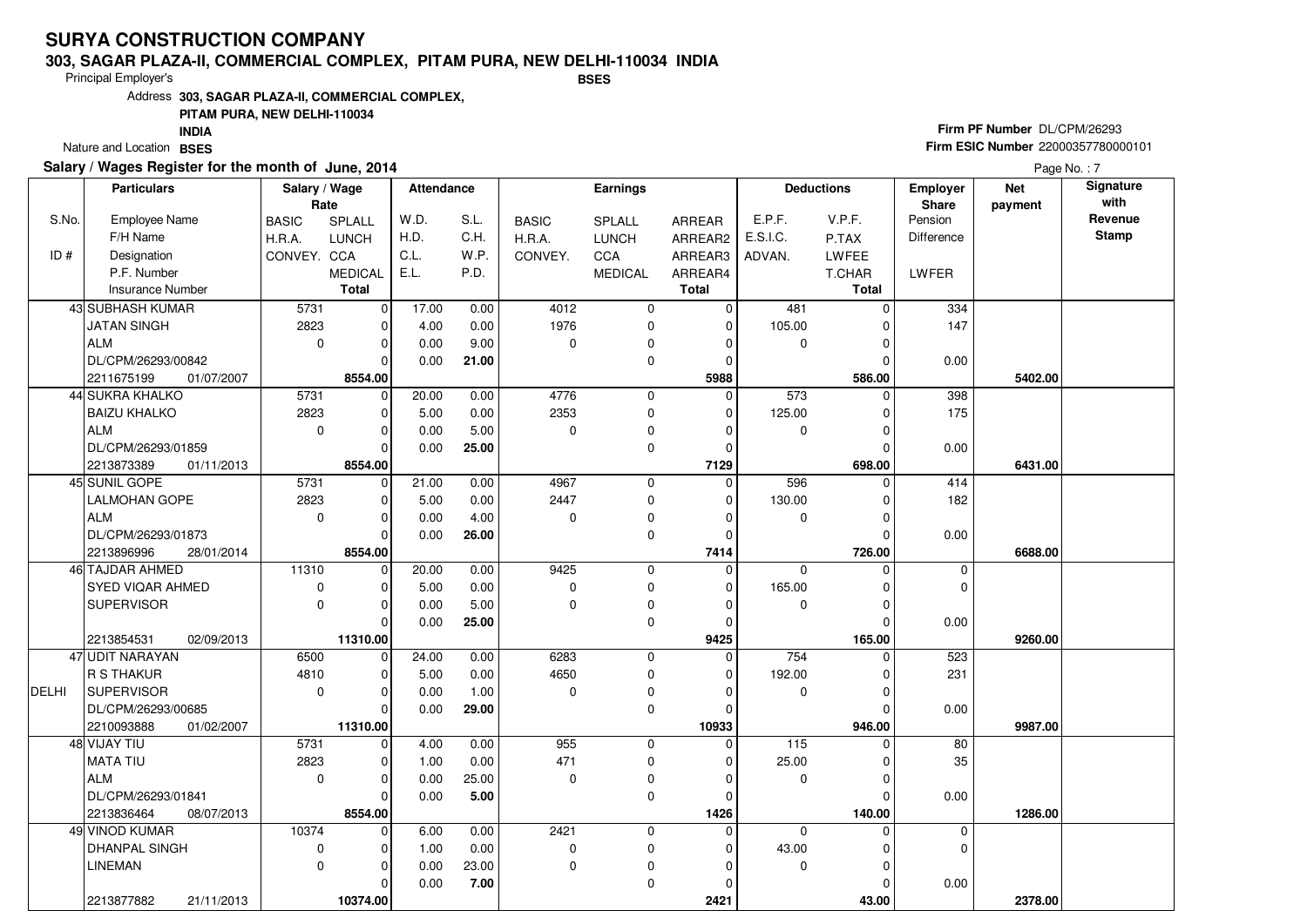# SURYA CONSTRUCTION COMPANY

**303, SAGAR PLAZA-II, COMMERCIAL COMPLEX, PITAM PURA, NEW DELHI-110034 INDIA**

Principal Employer's **BSES**

Address **303, SAGAR PLAZA-II, COMMERCIAL COMPLEX, PITAM PURA, NEW DELHI-110034 INDIA**

Nature and Location **BSES**

**Firm PF Number** DL/CPM/26293

**Firm ESIC Number** 22000357780000101

**Salary / Wages Register for the month of June, 2014**

| S.No. / ID # | Particulars: Employee Name / F/H Name / Designation / P.F. Number / Insurance Number | Salary / Wage Rate: BASIC / H.R.A. / CONVEY. | SPLALL / LUNCH / CCA / MEDICAL / Total | Attendance: W.D. / H.D. / C.L. / E.L. | S.L. / C.H. / W.P. / P.D. | Earnings: BASIC / H.R.A. / CONVEY. | SPLALL / LUNCH / CCA / MEDICAL | ARREAR / ARREAR2 / ARREAR3 / ARREAR4 / Total | Deductions: E.P.F. / E.S.I.C. / ADVAN. | V.P.F. / P.TAX / LWFEE / T.CHAR / Total | Employer Share: Pension / Difference / LWFER | Net payment | Signature with Revenue Stamp |
|---|---|---|---|---|---|---|---|---|---|---|---|---|---|
| 43 | SUBHASH KUMAR | 5731 | 0 | 17.00 | 0.00 | 4012 | 0 | 0 | 481 | 0 | 334 | | |
| | JATAN SINGH | 2823 | 0 | 4.00 | 0.00 | 1976 | 0 | 0 | 105.00 | 0 | 147 | | |
| | ALM | 0 | 0 | 0.00 | 9.00 | 0 | 0 | 0 | 0 | 0 | | | |
| | DL/CPM/26293/00842 | | 0 | 0.00 | **21.00** | | 0 | 0 | | 0 | 0.00 | | |
| | 2211675199 01/07/2007 | | **8554.00** | | | | | **5988** | | **586.00** | | **5402.00** | |
| 44 | SUKRA KHALKO | 5731 | 0 | 20.00 | 0.00 | 4776 | 0 | 0 | 573 | 0 | 398 | | |
| | BAIZU KHALKO | 2823 | 0 | 5.00 | 0.00 | 2353 | 0 | 0 | 125.00 | 0 | 175 | | |
| | ALM | 0 | 0 | 0.00 | 5.00 | 0 | 0 | 0 | 0 | 0 | | | |
| | DL/CPM/26293/01859 | | 0 | 0.00 | **25.00** | | 0 | 0 | | 0 | 0.00 | | |
| | 2213873389 01/11/2013 | | **8554.00** | | | | | **7129** | | **698.00** | | **6431.00** | |
| 45 | SUNIL GOPE | 5731 | 0 | 21.00 | 0.00 | 4967 | 0 | 0 | 596 | 0 | 414 | | |
| | LALMOHAN GOPE | 2823 | 0 | 5.00 | 0.00 | 2447 | 0 | 0 | 130.00 | 0 | 182 | | |
| | ALM | 0 | 0 | 0.00 | 4.00 | 0 | 0 | 0 | 0 | 0 | | | |
| | DL/CPM/26293/01873 | | 0 | 0.00 | **26.00** | | 0 | 0 | | 0 | 0.00 | | |
| | 2213896996 28/01/2014 | | **8554.00** | | | | | **7414** | | **726.00** | | **6688.00** | |
| 46 | TAJDAR AHMED | 11310 | 0 | 20.00 | 0.00 | 9425 | 0 | 0 | 0 | 0 | 0 | | |
| | SYED VIQAR AHMED | 0 | 0 | 5.00 | 0.00 | 0 | 0 | 0 | 165.00 | 0 | 0 | | |
| | SUPERVISOR | 0 | 0 | 0.00 | 5.00 | 0 | 0 | 0 | 0 | 0 | | | |
| | | | 0 | 0.00 | **25.00** | | 0 | 0 | | 0 | 0.00 | | |
| | 2213854531 02/09/2013 | | **11310.00** | | | | | **9425** | | **165.00** | | **9260.00** | |
| 47 | UDIT NARAYAN | 6500 | 0 | 24.00 | 0.00 | 6283 | 0 | 0 | 754 | 0 | 523 | | |
| | R S THAKUR | 4810 | 0 | 5.00 | 0.00 | 4650 | 0 | 0 | 192.00 | 0 | 231 | | |
| DELHI | SUPERVISOR | 0 | 0 | 0.00 | 1.00 | 0 | 0 | 0 | 0 | 0 | | | |
| | DL/CPM/26293/00685 | | 0 | 0.00 | **29.00** | | 0 | 0 | | 0 | 0.00 | | |
| | 2210093888 01/02/2007 | | **11310.00** | | | | | **10933** | | **946.00** | | **9987.00** | |
| 48 | VIJAY TIU | 5731 | 0 | 4.00 | 0.00 | 955 | 0 | 0 | 115 | 0 | 80 | | |
| | MATA TIU | 2823 | 0 | 1.00 | 0.00 | 471 | 0 | 0 | 25.00 | 0 | 35 | | |
| | ALM | 0 | 0 | 0.00 | 25.00 | 0 | 0 | 0 | 0 | 0 | | | |
| | DL/CPM/26293/01841 | | 0 | 0.00 | **5.00** | | 0 | 0 | | 0 | 0.00 | | |
| | 2213836464 08/07/2013 | | **8554.00** | | | | | **1426** | | **140.00** | | **1286.00** | |
| 49 | VINOD KUMAR | 10374 | 0 | 6.00 | 0.00 | 2421 | 0 | 0 | 0 | 0 | 0 | | |
| | DHANPAL SINGH | 0 | 0 | 1.00 | 0.00 | 0 | 0 | 0 | 43.00 | 0 | 0 | | |
| | LINEMAN | 0 | 0 | 0.00 | 23.00 | 0 | 0 | 0 | 0 | 0 | | | |
| | | | 0 | 0.00 | **7.00** | | 0 | 0 | | 0 | 0.00 | | |
| | 2213877882 21/11/2013 | | **10374.00** | | | | | **2421** | | **43.00** | | **2378.00** | |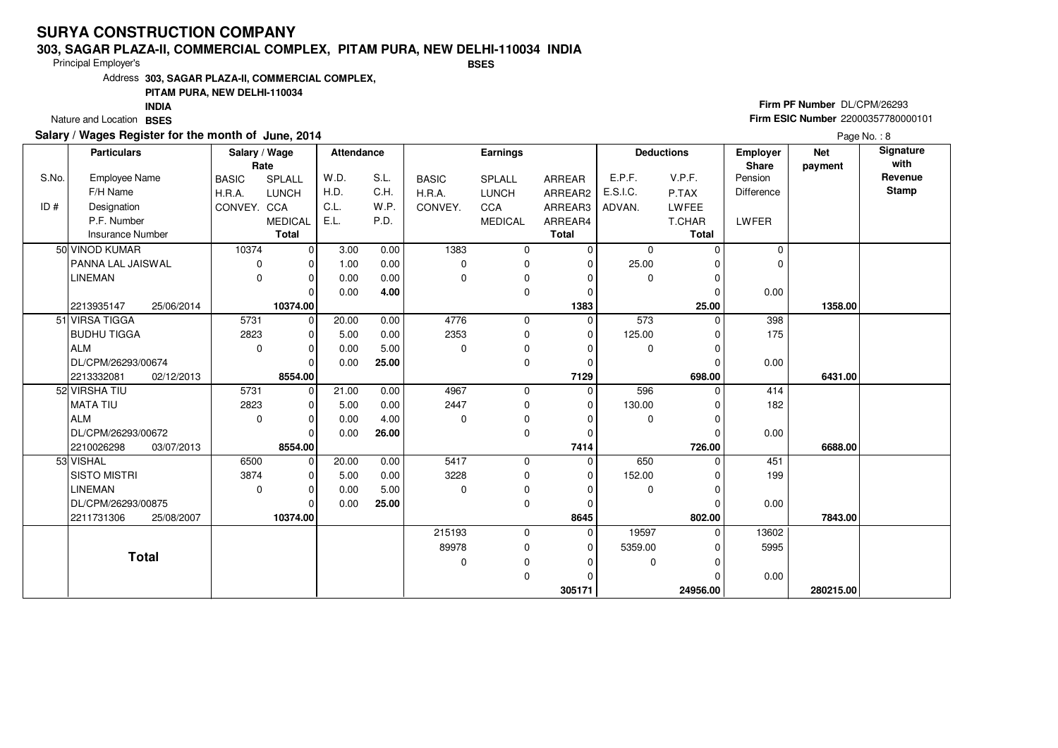# SURYA CONSTRUCTION COMPANY

**303, SAGAR PLAZA-II, COMMERCIAL COMPLEX, PITAM PURA, NEW DELHI-110034 INDIA**

Principal Employer's **BSES**

Address **303, SAGAR PLAZA-II, COMMERCIAL COMPLEX, PITAM PURA, NEW DELHI-110034 INDIA**

Nature and Location **BSES**

**Firm PF Number** DL/CPM/26293

**Firm ESIC Number** 22000357780000101

**Salary / Wages Register for the month of June, 2014**

Page No. : 8

| Particulars | | Salary / Wage Rate | | Attendance | | Earnings | | | Deductions | | Employer Share | Net payment | Signature with Revenue Stamp |
|---|---|---|---|---|---|---|---|---|---|---|---|---|---|
| S.No. / ID # | Employee Name / F/H Name / Designation / P.F. Number / Insurance Number | BASIC / H.R.A. / CONVEY. | SPLALL / LUNCH / CCA / MEDICAL / Total | W.D. / H.D. / C.L. / E.L. | S.L. / C.H. / W.P. / P.D. | BASIC / H.R.A. / CONVEY. | SPLALL / LUNCH / CCA / MEDICAL | ARREAR / ARREAR2 / ARREAR3 / ARREAR4 / Total | E.P.F. / E.S.I.C. / ADVAN. | V.P.F. / P.TAX / LWFEE / T.CHAR / Total | Pension / Difference / LWFER | | |
| 50 | VINOD KUMAR / PANNA LAL JAISWAL / LINEMAN / / 2213935147 25/06/2014 | 10374 / 0 / 0 | 0 / 0 / 0 / 0 / 10374.00 | 3.00 / 1.00 / 0.00 / 0.00 | 0.00 / 0.00 / 0.00 / 4.00 | 1383 / 0 / 0 | 0 / 0 / 0 / 0 | 0 / 0 / 0 / 0 / 1383 | 0 / 25.00 / 0 | 0 / 0 / 0 / 0 / 25.00 | 0 / 0 / 0.00 | 1358.00 | |
| 51 | VIRSA TIGGA / BUDHU TIGGA / ALM / DL/CPM/26293/00674 / 2213332081 02/12/2013 | 5731 / 2823 / 0 | 0 / 0 / 0 / 0 / 8554.00 | 20.00 / 5.00 / 0.00 / 0.00 | 0.00 / 0.00 / 5.00 / 25.00 | 4776 / 2353 / 0 | 0 / 0 / 0 / 0 | 0 / 0 / 0 / 0 / 7129 | 573 / 125.00 / 0 | 0 / 0 / 0 / 0 / 698.00 | 398 / 175 / 0.00 | 6431.00 | |
| 52 | VIRSHA TIU / MATA TIU / ALM / DL/CPM/26293/00672 / 2210026298 03/07/2013 | 5731 / 2823 / 0 | 0 / 0 / 0 / 0 / 8554.00 | 21.00 / 5.00 / 0.00 / 0.00 | 0.00 / 0.00 / 4.00 / 26.00 | 4967 / 2447 / 0 | 0 / 0 / 0 / 0 | 0 / 0 / 0 / 0 / 7414 | 596 / 130.00 / 0 | 0 / 0 / 0 / 0 / 726.00 | 414 / 182 / 0.00 | 6688.00 | |
| 53 | VISHAL / SISTO MISTRI / LINEMAN / DL/CPM/26293/00875 / 2211731306 25/08/2007 | 6500 / 3874 / 0 | 0 / 0 / 0 / 0 / 10374.00 | 20.00 / 5.00 / 0.00 / 0.00 | 0.00 / 0.00 / 5.00 / 25.00 | 5417 / 3228 / 0 | 0 / 0 / 0 / 0 | 0 / 0 / 0 / 0 / 8645 | 650 / 152.00 / 0 | 0 / 0 / 0 / 0 / 802.00 | 451 / 199 / 0.00 | 7843.00 | |
| **Total** | | | | | | 215193 / 89978 / 0 | 0 / 0 / 0 / 0 | 0 / 0 / 0 / 0 / 305171 | 19597 / 5359.00 / 0 | 0 / 0 / 0 / 0 / 24956.00 | 13602 / 5995 / 0.00 | 280215.00 | |